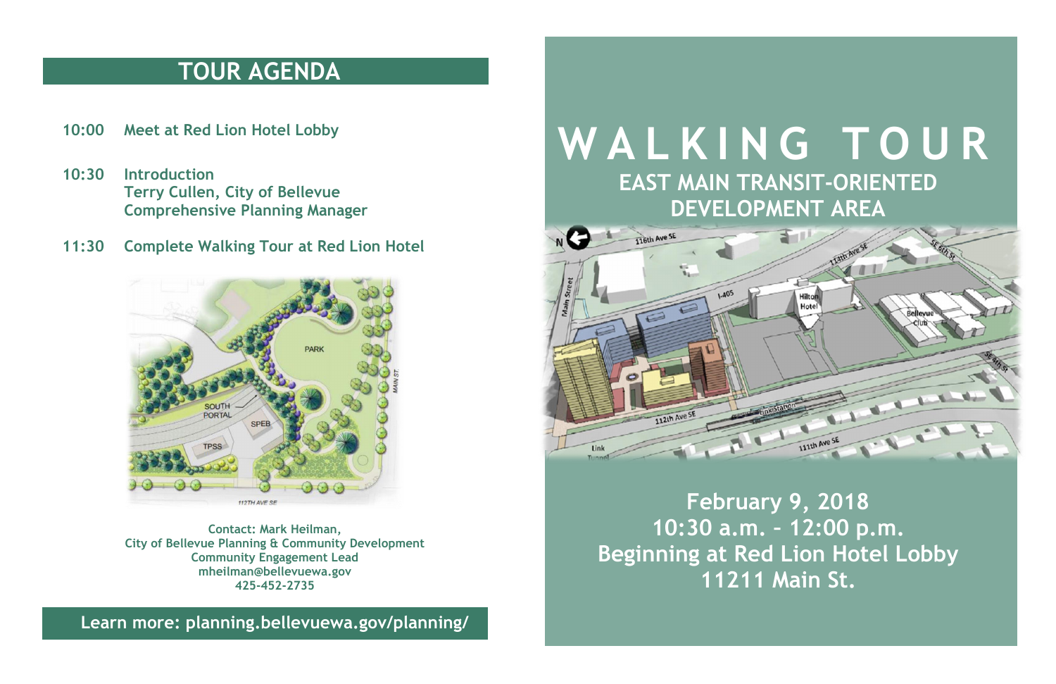## TOUR AGENDA

**10:00** Meet at Red Lion Hotel Lobby

**10:30** Introduction
Terry Cullen, City of Bellevue
Comprehensive Planning Manager

**11:30** Complete Walking Tour at Red Lion Hotel

**Contact: Mark Heilman,**
**City of Bellevue Planning & Community Development**
**Community Engagement Lead**
**mheilman@bellevuewa.gov**
**425-452-2735**

**Learn more: planning.bellevuewa.gov/planning/**

# WALKING TOUR

## EAST MAIN TRANSIT-ORIENTED DEVELOPMENT AREA

**February 9, 2018**
**10:30 a.m. – 12:00 p.m.**
**Beginning at Red Lion Hotel Lobby**
**11211 Main St.**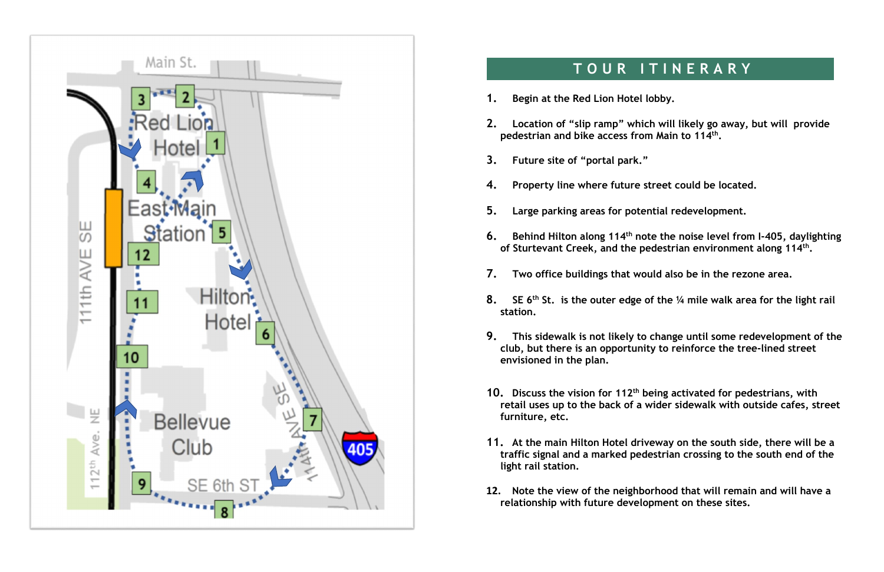Main St.

Red Lion Hotel

East Main Station

Hilton Hotel

Bellevue Club

111th AVE SE

112th Ave. NE

114th AVE SE

SE 6th ST

405

1 2 3 4 5 6 7 8 9 10 11 12

## TOUR ITINERARY

1. Begin at the Red Lion Hotel lobby.
2. Location of "slip ramp" which will likely go away, but will provide pedestrian and bike access from Main to 114th.
3. Future site of "portal park."
4. Property line where future street could be located.
5. Large parking areas for potential redevelopment.
6. Behind Hilton along 114th note the noise level from I-405, daylighting of Sturtevant Creek, and the pedestrian environment along 114th.
7. Two office buildings that would also be in the rezone area.
8. SE 6th St. is the outer edge of the ¼ mile walk area for the light rail station.
9. This sidewalk is not likely to change until some redevelopment of the club, but there is an opportunity to reinforce the tree-lined street envisioned in the plan.
10. Discuss the vision for 112th being activated for pedestrians, with retail uses up to the back of a wider sidewalk with outside cafes, street furniture, etc.
11. At the main Hilton Hotel driveway on the south side, there will be a traffic signal and a marked pedestrian crossing to the south end of the light rail station.
12. Note the view of the neighborhood that will remain and will have a relationship with future development on these sites.